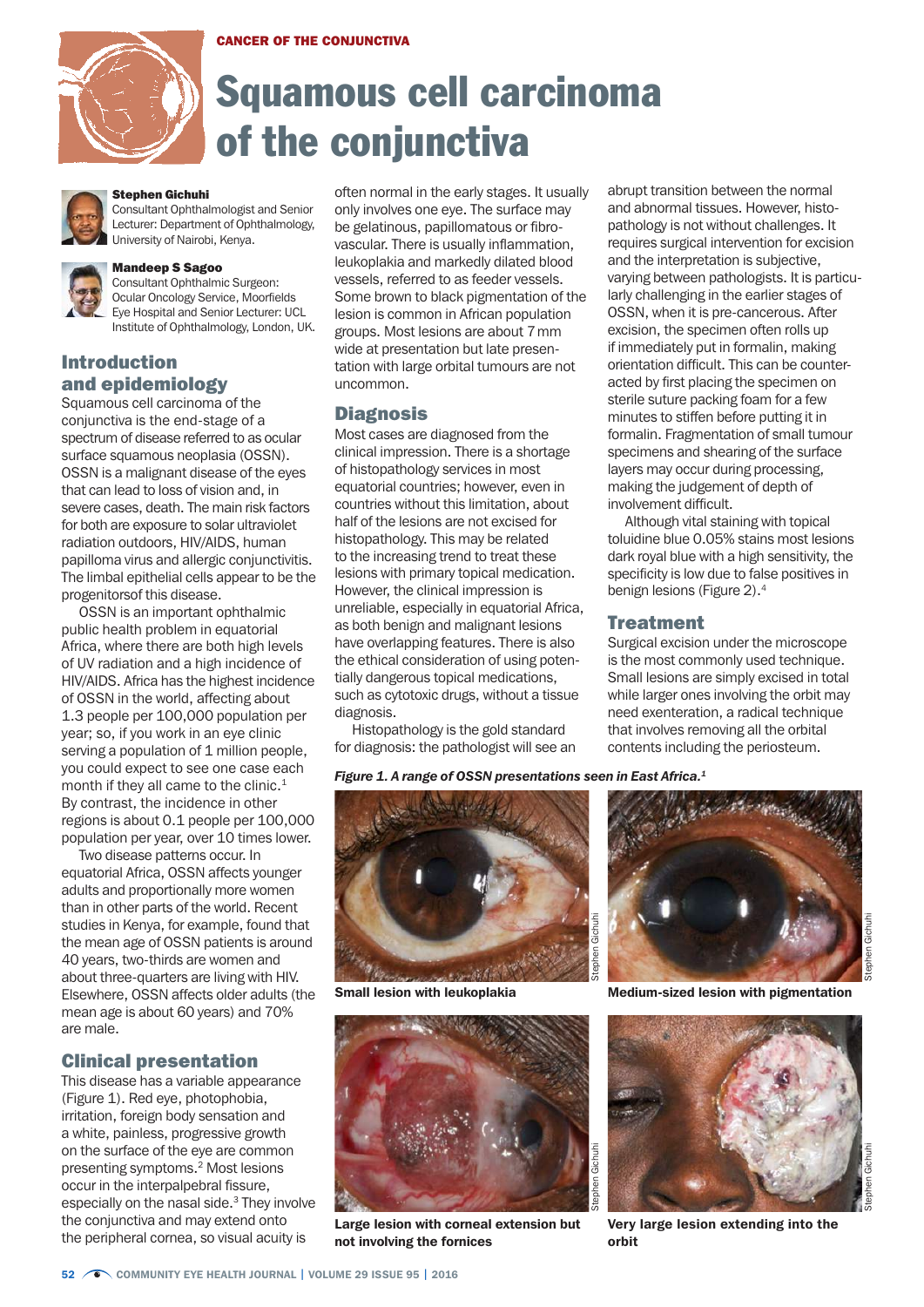CANCER OF THE CONJUNCTIVA

# Squamous cell carcinoma of the conjunctiva

**Stephen Gichuhi**
Consultant Ophthalmologist and Senior Lecturer: Department of Ophthalmology, University of Nairobi, Kenya.

**Mandeep S Sagoo**
Consultant Ophthalmic Surgeon: Ocular Oncology Service, Moorfields Eye Hospital and Senior Lecturer: UCL Institute of Ophthalmology, London, UK.

## Introduction and epidemiology

Squamous cell carcinoma of the conjunctiva is the end-stage of a spectrum of disease referred to as ocular surface squamous neoplasia (OSSN). OSSN is a malignant disease of the eyes that can lead to loss of vision and, in severe cases, death. The main risk factors for both are exposure to solar ultraviolet radiation outdoors, HIV/AIDS, human papilloma virus and allergic conjunctivitis. The limbal epithelial cells appear to be the progenitorsof this disease.

OSSN is an important ophthalmic public health problem in equatorial Africa, where there are both high levels of UV radiation and a high incidence of HIV/AIDS. Africa has the highest incidence of OSSN in the world, affecting about 1.3 people per 100,000 population per year; so, if you work in an eye clinic serving a population of 1 million people, you could expect to see one case each month if they all came to the clinic.[1] By contrast, the incidence in other regions is about 0.1 people per 100,000 population per year, over 10 times lower.

Two disease patterns occur. In equatorial Africa, OSSN affects younger adults and proportionally more women than in other parts of the world. Recent studies in Kenya, for example, found that the mean age of OSSN patients is around 40 years, two-thirds are women and about three-quarters are living with HIV. Elsewhere, OSSN affects older adults (the mean age is about 60 years) and 70% are male.

## Clinical presentation

This disease has a variable appearance (Figure 1). Red eye, photophobia, irritation, foreign body sensation and a white, painless, progressive growth on the surface of the eye are common presenting symptoms.[2] Most lesions occur in the interpalpebral fissure, especially on the nasal side.[3] They involve the conjunctiva and may extend onto the peripheral cornea, so visual acuity is often normal in the early stages. It usually only involves one eye. The surface may be gelatinous, papillomatous or fibrovascular. There is usually inflammation, leukoplakia and markedly dilated blood vessels, referred to as feeder vessels. Some brown to black pigmentation of the lesion is common in African population groups. Most lesions are about 7 mm wide at presentation but late presentation with large orbital tumours are not uncommon.

## Diagnosis

Most cases are diagnosed from the clinical impression. There is a shortage of histopathology services in most equatorial countries; however, even in countries without this limitation, about half of the lesions are not excised for histopathology. This may be related to the increasing trend to treat these lesions with primary topical medication. However, the clinical impression is unreliable, especially in equatorial Africa, as both benign and malignant lesions have overlapping features. There is also the ethical consideration of using potentially dangerous topical medications, such as cytotoxic drugs, without a tissue diagnosis.

Histopathology is the gold standard for diagnosis: the pathologist will see an abrupt transition between the normal and abnormal tissues. However, histopathology is not without challenges. It requires surgical intervention for excision and the interpretation is subjective, varying between pathologists. It is particularly challenging in the earlier stages of OSSN, when it is pre-cancerous. After excision, the specimen often rolls up if immediately put in formalin, making orientation difficult. This can be counteracted by first placing the specimen on sterile suture packing foam for a few minutes to stiffen before putting it in formalin. Fragmentation of small tumour specimens and shearing of the surface layers may occur during processing, making the judgement of depth of involvement difficult.

Although vital staining with topical toluidine blue 0.05% stains most lesions dark royal blue with a high sensitivity, the specificity is low due to false positives in benign lesions (Figure 2).[4]

## Treatment

Surgical excision under the microscope is the most commonly used technique. Small lesions are simply excised in total while larger ones involving the orbit may need exenteration, a radical technique that involves removing all the orbital contents including the periosteum.

*Figure 1. A range of OSSN presentations seen in East Africa.[1]*

**Small lesion with leukoplakia**

**Medium-sized lesion with pigmentation**

**Large lesion with corneal extension but not involving the fornices**

**Very large lesion extending into the orbit**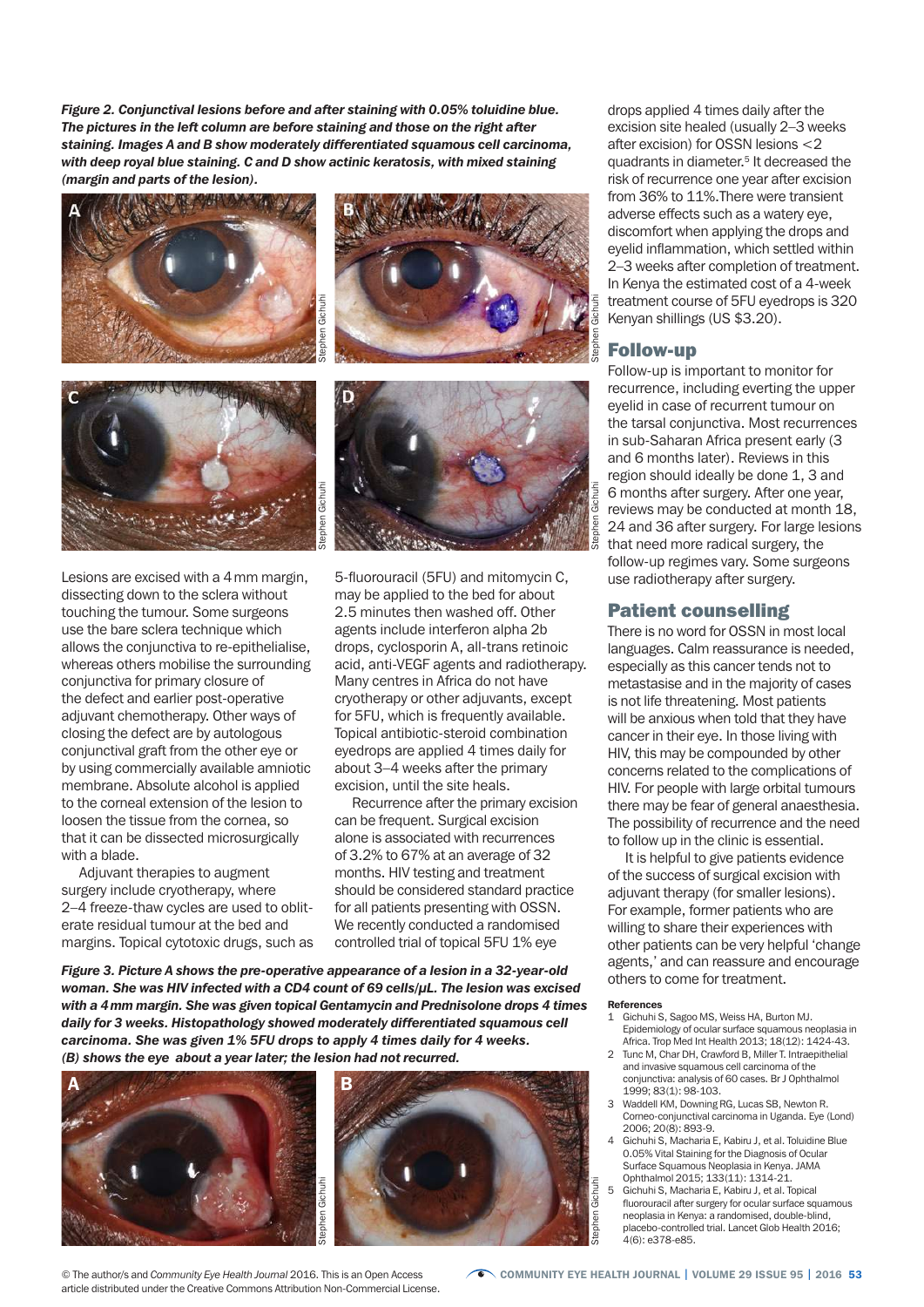*Figure 2. Conjunctival lesions before and after staining with 0.05% toluidine blue. The pictures in the left column are before staining and those on the right after staining. Images A and B show moderately differentiated squamous cell carcinoma, with deep royal blue staining. C and D show actinic keratosis, with mixed staining (margin and parts of the lesion).*

Lesions are excised with a 4 mm margin, dissecting down to the sclera without touching the tumour. Some surgeons use the bare sclera technique which allows the conjunctiva to re-epithelialise, whereas others mobilise the surrounding conjunctiva for primary closure of the defect and earlier post-operative adjuvant chemotherapy. Other ways of closing the defect are by autologous conjunctival graft from the other eye or by using commercially available amniotic membrane. Absolute alcohol is applied to the corneal extension of the lesion to loosen the tissue from the cornea, so that it can be dissected microsurgically with a blade.

Adjuvant therapies to augment surgery include cryotherapy, where 2–4 freeze-thaw cycles are used to obliterate residual tumour at the bed and margins. Topical cytotoxic drugs, such as 5-fluorouracil (5FU) and mitomycin C, may be applied to the bed for about 2.5 minutes then washed off. Other agents include interferon alpha 2b drops, cyclosporin A, all-trans retinoic acid, anti-VEGF agents and radiotherapy. Many centres in Africa do not have cryotherapy or other adjuvants, except for 5FU, which is frequently available. Topical antibiotic-steroid combination eyedrops are applied 4 times daily for about 3–4 weeks after the primary excision, until the site heals.

Recurrence after the primary excision can be frequent. Surgical excision alone is associated with recurrences of 3.2% to 67% at an average of 32 months. HIV testing and treatment should be considered standard practice for all patients presenting with OSSN. We recently conducted a randomised controlled trial of topical 5FU 1% eye drops applied 4 times daily after the excision site healed (usually 2–3 weeks after excision) for OSSN lesions <2 quadrants in diameter.[5] It decreased the risk of recurrence one year after excision from 36% to 11%.There were transient adverse effects such as a watery eye, discomfort when applying the drops and eyelid inflammation, which settled within 2–3 weeks after completion of treatment. In Kenya the estimated cost of a 4-week treatment course of 5FU eyedrops is 320 Kenyan shillings (US $3.20).

*Figure 3. Picture A shows the pre-operative appearance of a lesion in a 32-year-old woman. She was HIV infected with a CD4 count of 69 cells/µL. The lesion was excised with a 4 mm margin. She was given topical Gentamycin and Prednisolone drops 4 times daily for 3 weeks. Histopathology showed moderately differentiated squamous cell carcinoma. She was given 1% 5FU drops to apply 4 times daily for 4 weeks. (B) shows the eye about a year later; the lesion had not recurred.*

## Follow-up

Follow-up is important to monitor for recurrence, including everting the upper eyelid in case of recurrent tumour on the tarsal conjunctiva. Most recurrences in sub-Saharan Africa present early (3 and 6 months later). Reviews in this region should ideally be done 1, 3 and 6 months after surgery. After one year, reviews may be conducted at month 18, 24 and 36 after surgery. For large lesions that need more radical surgery, the follow-up regimes vary. Some surgeons use radiotherapy after surgery.

## Patient counselling

There is no word for OSSN in most local languages. Calm reassurance is needed, especially as this cancer tends not to metastasise and in the majority of cases is not life threatening. Most patients will be anxious when told that they have cancer in their eye. In those living with HIV, this may be compounded by other concerns related to the complications of HIV. For people with large orbital tumours there may be fear of general anaesthesia. The possibility of recurrence and the need to follow up in the clinic is essential.

It is helpful to give patients evidence of the success of surgical excision with adjuvant therapy (for smaller lesions). For example, former patients who are willing to share their experiences with other patients can be very helpful 'change agents,' and can reassure and encourage others to come for treatment.

### References

1. Gichuhi S, Sagoo MS, Weiss HA, Burton MJ. Epidemiology of ocular surface squamous neoplasia in Africa. Trop Med Int Health 2013; 18(12): 1424-43.
2. Tunc M, Char DH, Crawford B, Miller T. Intraepithelial and invasive squamous cell carcinoma of the conjunctiva: analysis of 60 cases. Br J Ophthalmol 1999; 83(1): 98-103.
3. Waddell KM, Downing RG, Lucas SB, Newton R. Corneo-conjunctival carcinoma in Uganda. Eye (Lond) 2006; 20(8): 893-9.
4. Gichuhi S, Macharia E, Kabiru J, et al. Toluidine Blue 0.05% Vital Staining for the Diagnosis of Ocular Surface Squamous Neoplasia in Kenya. JAMA Ophthalmol 2015; 133(11): 1314-21.
5. Gichuhi S, Macharia E, Kabiru J, et al. Topical fluorouracil after surgery for ocular surface squamous neoplasia in Kenya: a randomised, double-blind, placebo-controlled trial. Lancet Glob Health 2016; 4(6): e378-e85.

© The author/s and *Community Eye Health Journal* 2016. This is an Open Access article distributed under the Creative Commons Attribution Non-Commercial License.